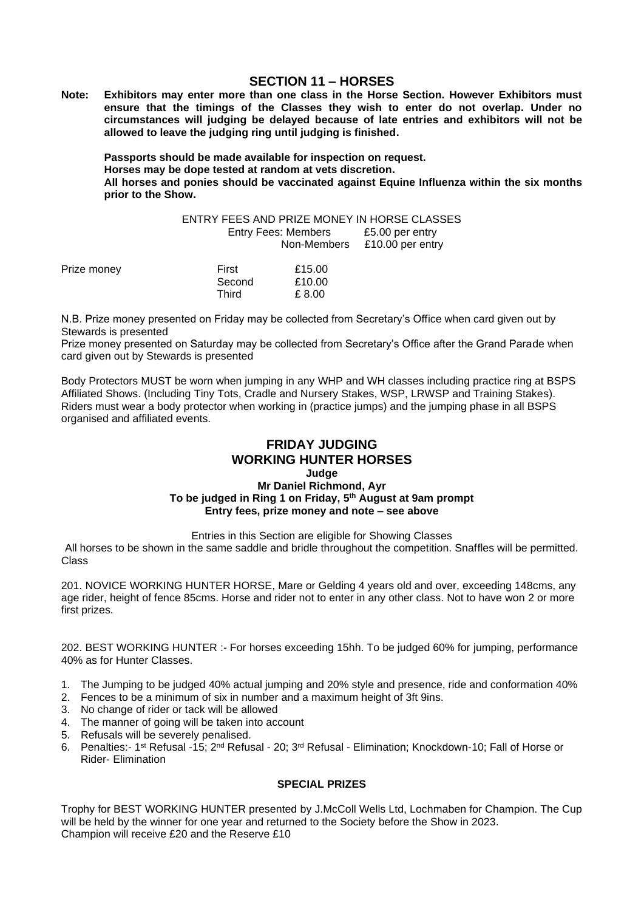## SECTION 11 – HORSES

**Note: Exhibitors may enter more than one class in the Horse Section. However Exhibitors must ensure that the timings of the Classes they wish to enter do not overlap. Under no circumstances will judging be delayed because of late entries and exhibitors will not be allowed to leave the judging ring until judging is finished.**

**Passports should be made available for inspection on request.**
**Horses may be dope tested at random at vets discretion.**
**All horses and ponies should be vaccinated against Equine Influenza within the six months prior to the Show.**

ENTRY FEES AND PRIZE MONEY IN HORSE CLASSES

| Entry Fees: | |
|---|---|
| Members | £5.00 per entry |
| Non-Members | £10.00 per entry |

| Prize money | | |
|---|---|---|
| | First | £15.00 |
| | Second | £10.00 |
| | Third | £ 8.00 |

N.B. Prize money presented on Friday may be collected from Secretary's Office when card given out by Stewards is presented

Prize money presented on Saturday may be collected from Secretary's Office after the Grand Parade when card given out by Stewards is presented

Body Protectors MUST be worn when jumping in any WHP and WH classes including practice ring at BSPS Affiliated Shows. (Including Tiny Tots, Cradle and Nursery Stakes, WSP, LRWSP and Training Stakes). Riders must wear a body protector when working in (practice jumps) and the jumping phase in all BSPS organised and affiliated events.

## FRIDAY JUDGING
## WORKING HUNTER HORSES

**Judge**
**Mr Daniel Richmond, Ayr**
**To be judged in Ring 1 on Friday, 5th August at 9am prompt**
**Entry fees, prize money and note – see above**

Entries in this Section are eligible for Showing Classes

All horses to be shown in the same saddle and bridle throughout the competition. Snaffles will be permitted.

Class

201. NOVICE WORKING HUNTER HORSE, Mare or Gelding 4 years old and over, exceeding 148cms, any age rider, height of fence 85cms. Horse and rider not to enter in any other class. Not to have won 2 or more first prizes.

202. BEST WORKING HUNTER :- For horses exceeding 15hh. To be judged 60% for jumping, performance 40% as for Hunter Classes.

1. The Jumping to be judged 40% actual jumping and 20% style and presence, ride and conformation 40%
2. Fences to be a minimum of six in number and a maximum height of 3ft 9ins.
3. No change of rider or tack will be allowed
4. The manner of going will be taken into account
5. Refusals will be severely penalised.
6. Penalties:- 1st Refusal -15; 2nd Refusal - 20; 3rd Refusal - Elimination; Knockdown-10; Fall of Horse or Rider- Elimination

**SPECIAL PRIZES**

Trophy for BEST WORKING HUNTER presented by J.McColl Wells Ltd, Lochmaben for Champion. The Cup will be held by the winner for one year and returned to the Society before the Show in 2023.
Champion will receive £20 and the Reserve £10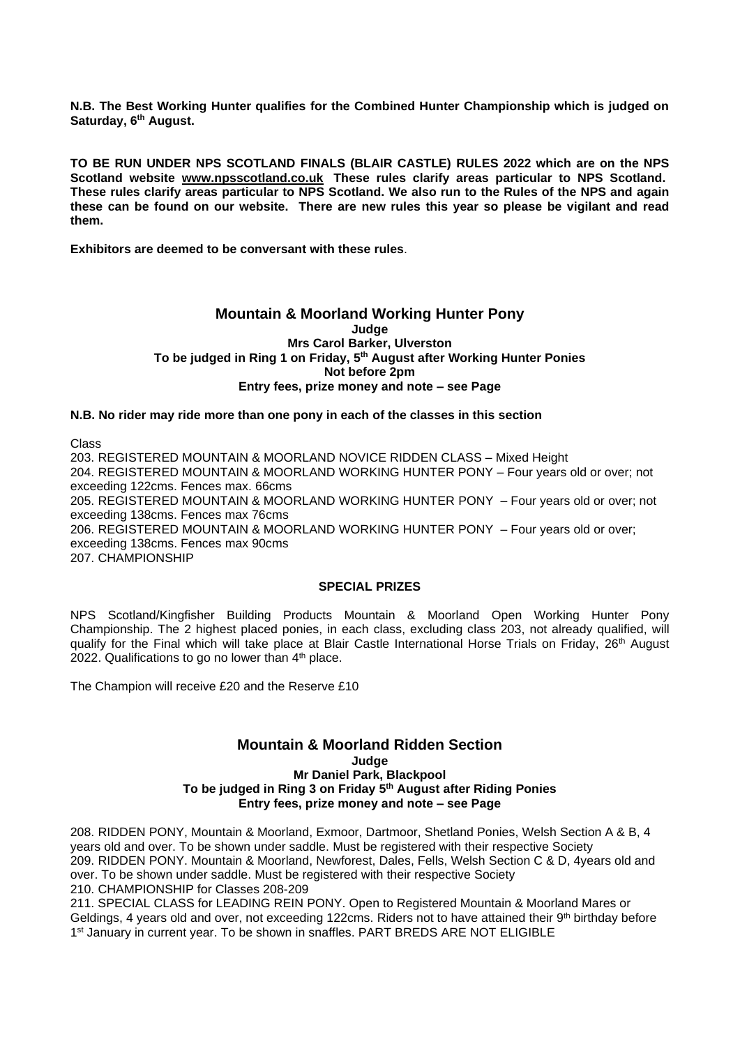**N.B. The Best Working Hunter qualifies for the Combined Hunter Championship which is judged on Saturday, 6th August.**

**TO BE RUN UNDER NPS SCOTLAND FINALS (BLAIR CASTLE) RULES 2022 which are on the NPS Scotland website www.npsscotland.co.uk These rules clarify areas particular to NPS Scotland. These rules clarify areas particular to NPS Scotland. We also run to the Rules of the NPS and again these can be found on our website. There are new rules this year so please be vigilant and read them.**

**Exhibitors are deemed to be conversant with these rules**.

## Mountain & Moorland Working Hunter Pony

**Judge**
**Mrs Carol Barker, Ulverston**
**To be judged in Ring 1 on Friday, 5th August after Working Hunter Ponies**
**Not before 2pm**
**Entry fees, prize money and note – see Page**

**N.B. No rider may ride more than one pony in each of the classes in this section**

Class
203. REGISTERED MOUNTAIN & MOORLAND NOVICE RIDDEN CLASS – Mixed Height
204. REGISTERED MOUNTAIN & MOORLAND WORKING HUNTER PONY – Four years old or over; not exceeding 122cms. Fences max. 66cms
205. REGISTERED MOUNTAIN & MOORLAND WORKING HUNTER PONY – Four years old or over; not exceeding 138cms. Fences max 76cms
206. REGISTERED MOUNTAIN & MOORLAND WORKING HUNTER PONY – Four years old or over; exceeding 138cms. Fences max 90cms
207. CHAMPIONSHIP

**SPECIAL PRIZES**

NPS Scotland/Kingfisher Building Products Mountain & Moorland Open Working Hunter Pony Championship. The 2 highest placed ponies, in each class, excluding class 203, not already qualified, will qualify for the Final which will take place at Blair Castle International Horse Trials on Friday, 26th August 2022. Qualifications to go no lower than 4th place.

The Champion will receive £20 and the Reserve £10

## Mountain & Moorland Ridden Section

**Judge**
**Mr Daniel Park, Blackpool**
**To be judged in Ring 3 on Friday 5th August after Riding Ponies**
**Entry fees, prize money and note – see Page**

208. RIDDEN PONY, Mountain & Moorland, Exmoor, Dartmoor, Shetland Ponies, Welsh Section A & B, 4 years old and over. To be shown under saddle. Must be registered with their respective Society
209. RIDDEN PONY. Mountain & Moorland, Newforest, Dales, Fells, Welsh Section C & D, 4years old and over. To be shown under saddle. Must be registered with their respective Society
210. CHAMPIONSHIP for Classes 208-209
211. SPECIAL CLASS for LEADING REIN PONY. Open to Registered Mountain & Moorland Mares or Geldings, 4 years old and over, not exceeding 122cms. Riders not to have attained their 9th birthday before 1st January in current year. To be shown in snaffles. PART BREDS ARE NOT ELIGIBLE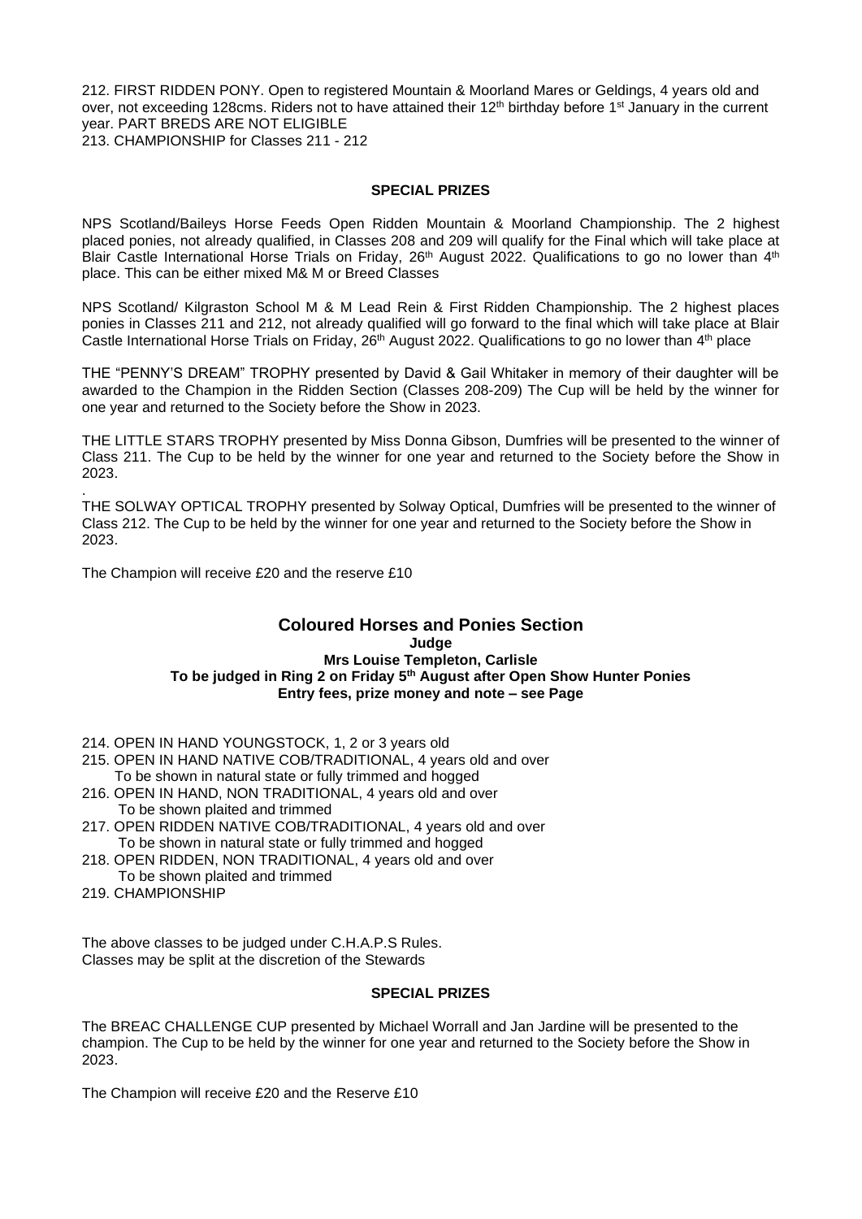212. FIRST RIDDEN PONY. Open to registered Mountain & Moorland Mares or Geldings, 4 years old and over, not exceeding 128cms. Riders not to have attained their 12th birthday before 1st January in the current year. PART BREDS ARE NOT ELIGIBLE
213. CHAMPIONSHIP for Classes 211 - 212

**SPECIAL PRIZES**

NPS Scotland/Baileys Horse Feeds Open Ridden Mountain & Moorland Championship. The 2 highest placed ponies, not already qualified, in Classes 208 and 209 will qualify for the Final which will take place at Blair Castle International Horse Trials on Friday, 26th August 2022. Qualifications to go no lower than 4th place. This can be either mixed M& M or Breed Classes

NPS Scotland/ Kilgraston School M & M Lead Rein & First Ridden Championship. The 2 highest places ponies in Classes 211 and 212, not already qualified will go forward to the final which will take place at Blair Castle International Horse Trials on Friday, 26th August 2022. Qualifications to go no lower than 4th place

THE "PENNY'S DREAM" TROPHY presented by David & Gail Whitaker in memory of their daughter will be awarded to the Champion in the Ridden Section (Classes 208-209) The Cup will be held by the winner for one year and returned to the Society before the Show in 2023.

THE LITTLE STARS TROPHY presented by Miss Donna Gibson, Dumfries will be presented to the winner of Class 211. The Cup to be held by the winner for one year and returned to the Society before the Show in 2023.

.
THE SOLWAY OPTICAL TROPHY presented by Solway Optical, Dumfries will be presented to the winner of Class 212. The Cup to be held by the winner for one year and returned to the Society before the Show in 2023.

The Champion will receive £20 and the reserve £10

## Coloured Horses and Ponies Section

**Judge**
**Mrs Louise Templeton, Carlisle**
**To be judged in Ring 2 on Friday 5th August after Open Show Hunter Ponies**
**Entry fees, prize money and note – see Page**

214. OPEN IN HAND YOUNGSTOCK, 1, 2 or 3 years old
215. OPEN IN HAND NATIVE COB/TRADITIONAL, 4 years old and over
    To be shown in natural state or fully trimmed and hogged
216. OPEN IN HAND, NON TRADITIONAL, 4 years old and over
    To be shown plaited and trimmed
217. OPEN RIDDEN NATIVE COB/TRADITIONAL, 4 years old and over
    To be shown in natural state or fully trimmed and hogged
218. OPEN RIDDEN, NON TRADITIONAL, 4 years old and over
    To be shown plaited and trimmed
219. CHAMPIONSHIP

The above classes to be judged under C.H.A.P.S Rules.
Classes may be split at the discretion of the Stewards

**SPECIAL PRIZES**

The BREAC CHALLENGE CUP presented by Michael Worrall and Jan Jardine will be presented to the champion. The Cup to be held by the winner for one year and returned to the Society before the Show in 2023.

The Champion will receive £20 and the Reserve £10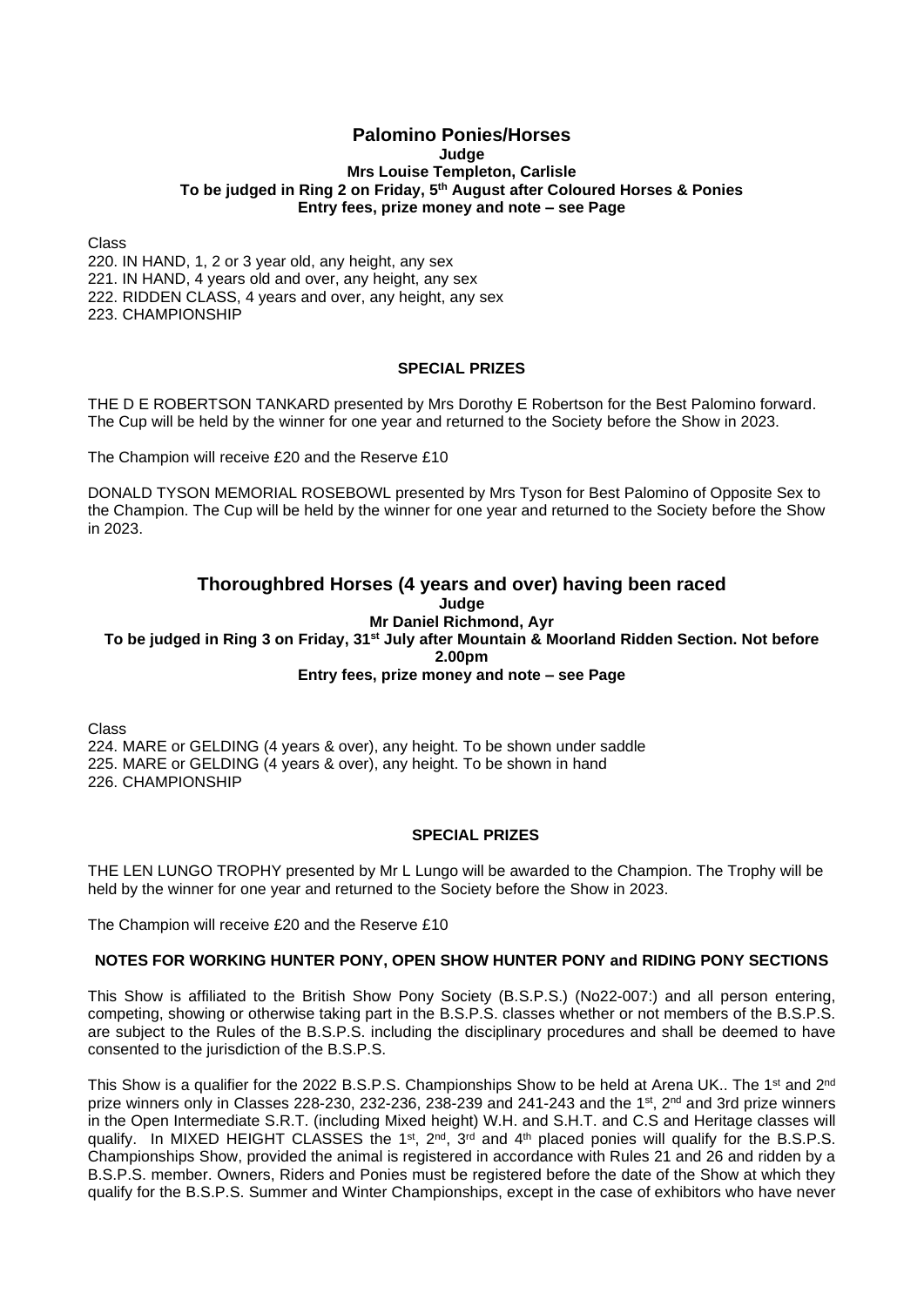## Palomino Ponies/Horses

**Judge**

**Mrs Louise Templeton, Carlisle**

**To be judged in Ring 2 on Friday, 5th August after Coloured Horses & Ponies**

**Entry fees, prize money and note – see Page**

Class

220. IN HAND, 1, 2 or 3 year old, any height, any sex
221. IN HAND, 4 years old and over, any height, any sex
222. RIDDEN CLASS, 4 years and over, any height, any sex
223. CHAMPIONSHIP

**SPECIAL PRIZES**

THE D E ROBERTSON TANKARD presented by Mrs Dorothy E Robertson for the Best Palomino forward. The Cup will be held by the winner for one year and returned to the Society before the Show in 2023.

The Champion will receive £20 and the Reserve £10

DONALD TYSON MEMORIAL ROSEBOWL presented by Mrs Tyson for Best Palomino of Opposite Sex to the Champion. The Cup will be held by the winner for one year and returned to the Society before the Show in 2023.

## Thoroughbred Horses (4 years and over) having been raced

**Judge**

**Mr Daniel Richmond, Ayr**

**To be judged in Ring 3 on Friday, 31st July after Mountain & Moorland Ridden Section. Not before 2.00pm**

**Entry fees, prize money and note – see Page**

Class

224. MARE or GELDING (4 years & over), any height. To be shown under saddle
225. MARE or GELDING (4 years & over), any height. To be shown in hand
226. CHAMPIONSHIP

**SPECIAL PRIZES**

THE LEN LUNGO TROPHY presented by Mr L Lungo will be awarded to the Champion. The Trophy will be held by the winner for one year and returned to the Society before the Show in 2023.

The Champion will receive £20 and the Reserve £10

**NOTES FOR WORKING HUNTER PONY, OPEN SHOW HUNTER PONY and RIDING PONY SECTIONS**

This Show is affiliated to the British Show Pony Society (B.S.P.S.) (No22-007:) and all person entering, competing, showing or otherwise taking part in the B.S.P.S. classes whether or not members of the B.S.P.S. are subject to the Rules of the B.S.P.S. including the disciplinary procedures and shall be deemed to have consented to the jurisdiction of the B.S.P.S.

This Show is a qualifier for the 2022 B.S.P.S. Championships Show to be held at Arena UK.. The 1st and 2nd prize winners only in Classes 228-230, 232-236, 238-239 and 241-243 and the 1st, 2nd and 3rd prize winners in the Open Intermediate S.R.T. (including Mixed height) W.H. and S.H.T. and C.S and Heritage classes will qualify. In MIXED HEIGHT CLASSES the 1st, 2nd, 3rd and 4th placed ponies will qualify for the B.S.P.S. Championships Show, provided the animal is registered in accordance with Rules 21 and 26 and ridden by a B.S.P.S. member. Owners, Riders and Ponies must be registered before the date of the Show at which they qualify for the B.S.P.S. Summer and Winter Championships, except in the case of exhibitors who have never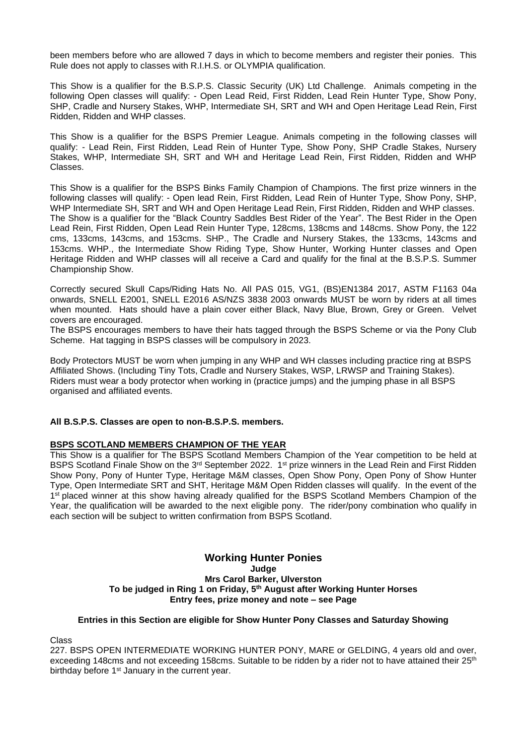been members before who are allowed 7 days in which to become members and register their ponies. This Rule does not apply to classes with R.I.H.S. or OLYMPIA qualification.

This Show is a qualifier for the B.S.P.S. Classic Security (UK) Ltd Challenge. Animals competing in the following Open classes will qualify: - Open Lead Reid, First Ridden, Lead Rein Hunter Type, Show Pony, SHP, Cradle and Nursery Stakes, WHP, Intermediate SH, SRT and WH and Open Heritage Lead Rein, First Ridden, Ridden and WHP classes.

This Show is a qualifier for the BSPS Premier League. Animals competing in the following classes will qualify: - Lead Rein, First Ridden, Lead Rein of Hunter Type, Show Pony, SHP Cradle Stakes, Nursery Stakes, WHP, Intermediate SH, SRT and WH and Heritage Lead Rein, First Ridden, Ridden and WHP Classes.

This Show is a qualifier for the BSPS Binks Family Champion of Champions. The first prize winners in the following classes will qualify: - Open lead Rein, First Ridden, Lead Rein of Hunter Type, Show Pony, SHP, WHP Intermediate SH, SRT and WH and Open Heritage Lead Rein, First Ridden, Ridden and WHP classes. The Show is a qualifier for the "Black Country Saddles Best Rider of the Year". The Best Rider in the Open Lead Rein, First Ridden, Open Lead Rein Hunter Type, 128cms, 138cms and 148cms. Show Pony, the 122 cms, 133cms, 143cms, and 153cms. SHP., The Cradle and Nursery Stakes, the 133cms, 143cms and 153cms. WHP., the Intermediate Show Riding Type, Show Hunter, Working Hunter classes and Open Heritage Ridden and WHP classes will all receive a Card and qualify for the final at the B.S.P.S. Summer Championship Show.

Correctly secured Skull Caps/Riding Hats No. All PAS 015, VG1, (BS)EN1384 2017, ASTM F1163 04a onwards, SNELL E2001, SNELL E2016 AS/NZS 3838 2003 onwards MUST be worn by riders at all times when mounted. Hats should have a plain cover either Black, Navy Blue, Brown, Grey or Green. Velvet covers are encouraged.
The BSPS encourages members to have their hats tagged through the BSPS Scheme or via the Pony Club Scheme. Hat tagging in BSPS classes will be compulsory in 2023.

Body Protectors MUST be worn when jumping in any WHP and WH classes including practice ring at BSPS Affiliated Shows. (Including Tiny Tots, Cradle and Nursery Stakes, WSP, LRWSP and Training Stakes). Riders must wear a body protector when working in (practice jumps) and the jumping phase in all BSPS organised and affiliated events.

**All B.S.P.S. Classes are open to non-B.S.P.S. members.**

**BSPS SCOTLAND MEMBERS CHAMPION OF THE YEAR**

This Show is a qualifier for The BSPS Scotland Members Champion of the Year competition to be held at BSPS Scotland Finale Show on the 3rd September 2022. 1st prize winners in the Lead Rein and First Ridden Show Pony, Pony of Hunter Type, Heritage M&M classes, Open Show Pony, Open Pony of Show Hunter Type, Open Intermediate SRT and SHT, Heritage M&M Open Ridden classes will qualify. In the event of the 1st placed winner at this show having already qualified for the BSPS Scotland Members Champion of the Year, the qualification will be awarded to the next eligible pony. The rider/pony combination who qualify in each section will be subject to written confirmation from BSPS Scotland.

## Working Hunter Ponies

**Judge**
**Mrs Carol Barker, Ulverston**
**To be judged in Ring 1 on Friday, 5th August after Working Hunter Horses**
**Entry fees, prize money and note – see Page**

**Entries in this Section are eligible for Show Hunter Pony Classes and Saturday Showing**

Class

227. BSPS OPEN INTERMEDIATE WORKING HUNTER PONY, MARE or GELDING, 4 years old and over, exceeding 148cms and not exceeding 158cms. Suitable to be ridden by a rider not to have attained their 25th birthday before 1st January in the current year.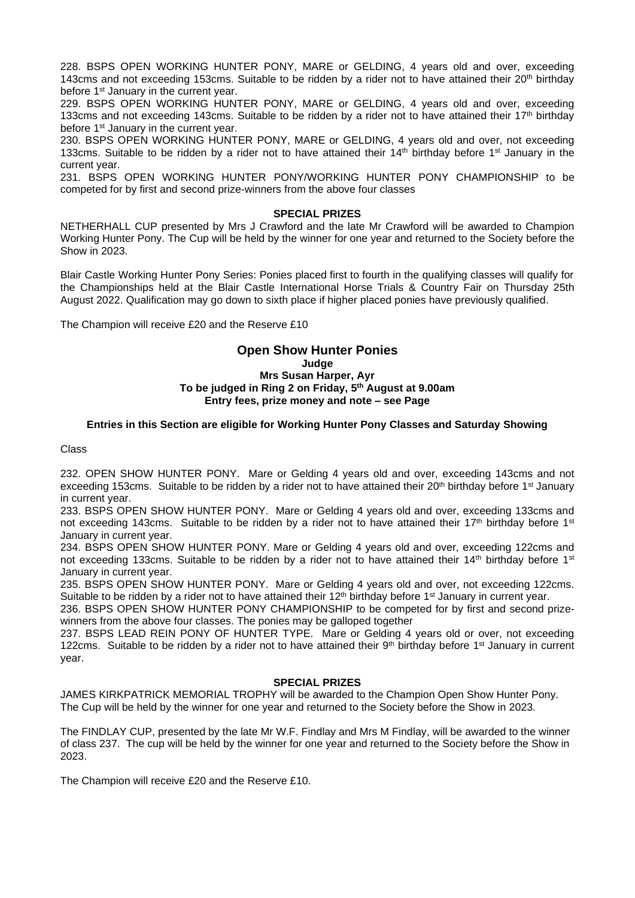228. BSPS OPEN WORKING HUNTER PONY, MARE or GELDING, 4 years old and over, exceeding 143cms and not exceeding 153cms. Suitable to be ridden by a rider not to have attained their 20th birthday before 1st January in the current year.

229. BSPS OPEN WORKING HUNTER PONY, MARE or GELDING, 4 years old and over, exceeding 133cms and not exceeding 143cms. Suitable to be ridden by a rider not to have attained their 17th birthday before 1st January in the current year.

230. BSPS OPEN WORKING HUNTER PONY, MARE or GELDING, 4 years old and over, not exceeding 133cms. Suitable to be ridden by a rider not to have attained their 14th birthday before 1st January in the current year.

231. BSPS OPEN WORKING HUNTER PONY/WORKING HUNTER PONY CHAMPIONSHIP to be competed for by first and second prize-winners from the above four classes

**SPECIAL PRIZES**

NETHERHALL CUP presented by Mrs J Crawford and the late Mr Crawford will be awarded to Champion Working Hunter Pony. The Cup will be held by the winner for one year and returned to the Society before the Show in 2023.

Blair Castle Working Hunter Pony Series: Ponies placed first to fourth in the qualifying classes will qualify for the Championships held at the Blair Castle International Horse Trials & Country Fair on Thursday 25th August 2022. Qualification may go down to sixth place if higher placed ponies have previously qualified.

The Champion will receive £20 and the Reserve £10

## Open Show Hunter Ponies

**Judge**

**Mrs Susan Harper, Ayr**

**To be judged in Ring 2 on Friday, 5th August at 9.00am**

**Entry fees, prize money and note – see Page**

**Entries in this Section are eligible for Working Hunter Pony Classes and Saturday Showing**

Class

232. OPEN SHOW HUNTER PONY. Mare or Gelding 4 years old and over, exceeding 143cms and not exceeding 153cms. Suitable to be ridden by a rider not to have attained their 20th birthday before 1st January in current year.

233. BSPS OPEN SHOW HUNTER PONY. Mare or Gelding 4 years old and over, exceeding 133cms and not exceeding 143cms. Suitable to be ridden by a rider not to have attained their 17th birthday before 1st January in current year.

234. BSPS OPEN SHOW HUNTER PONY. Mare or Gelding 4 years old and over, exceeding 122cms and not exceeding 133cms. Suitable to be ridden by a rider not to have attained their 14th birthday before 1st January in current year.

235. BSPS OPEN SHOW HUNTER PONY. Mare or Gelding 4 years old and over, not exceeding 122cms. Suitable to be ridden by a rider not to have attained their 12th birthday before 1st January in current year.

236. BSPS OPEN SHOW HUNTER PONY CHAMPIONSHIP to be competed for by first and second prize-winners from the above four classes. The ponies may be galloped together

237. BSPS LEAD REIN PONY OF HUNTER TYPE. Mare or Gelding 4 years old or over, not exceeding 122cms. Suitable to be ridden by a rider not to have attained their 9th birthday before 1st January in current year.

**SPECIAL PRIZES**

JAMES KIRKPATRICK MEMORIAL TROPHY will be awarded to the Champion Open Show Hunter Pony. The Cup will be held by the winner for one year and returned to the Society before the Show in 2023.

The FINDLAY CUP, presented by the late Mr W.F. Findlay and Mrs M Findlay, will be awarded to the winner of class 237. The cup will be held by the winner for one year and returned to the Society before the Show in 2023.

The Champion will receive £20 and the Reserve £10.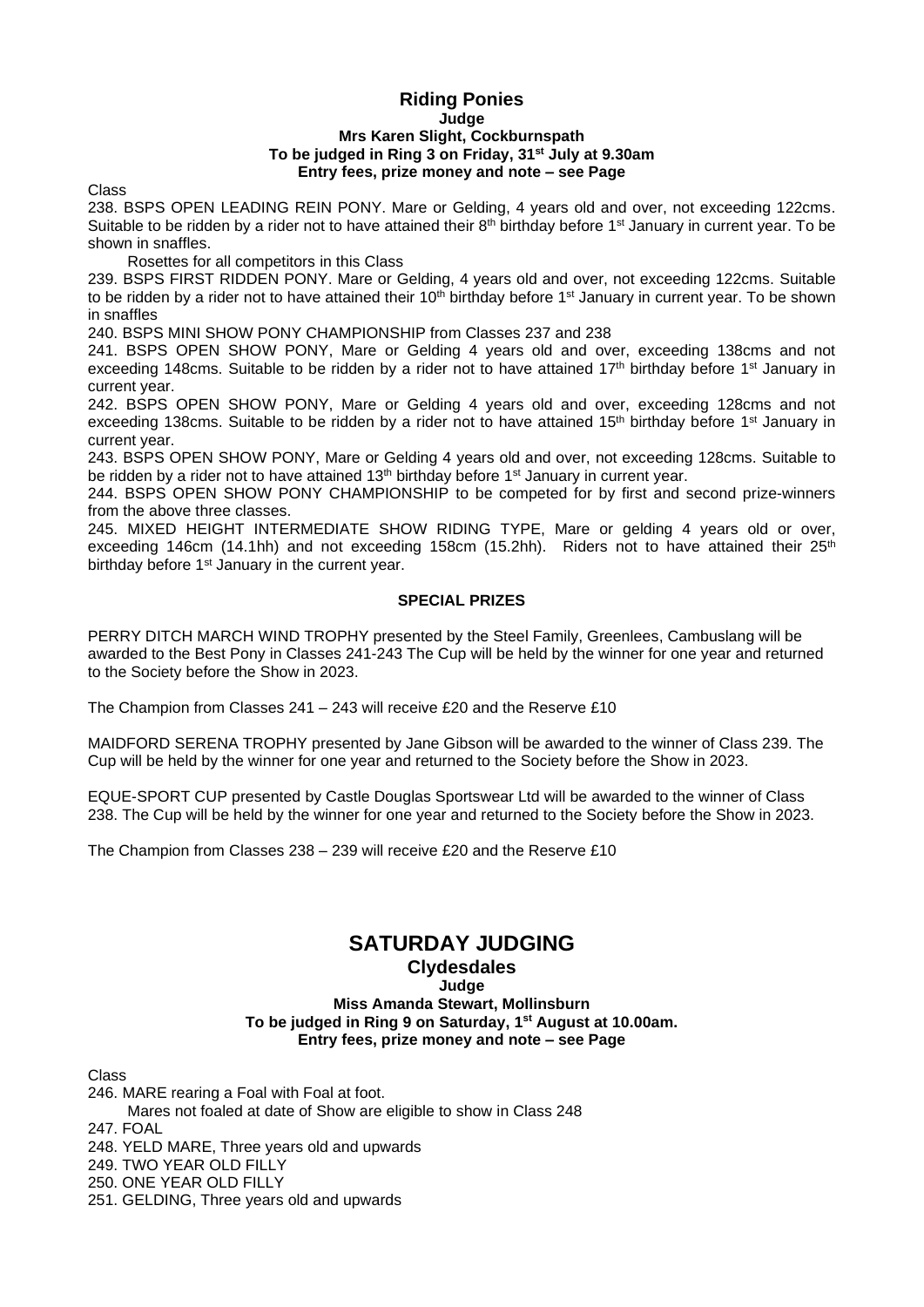## Riding Ponies

**Judge**

**Mrs Karen Slight, Cockburnspath**

**To be judged in Ring 3 on Friday, 31st July at 9.30am**

**Entry fees, prize money and note – see Page**

Class

238. BSPS OPEN LEADING REIN PONY. Mare or Gelding, 4 years old and over, not exceeding 122cms. Suitable to be ridden by a rider not to have attained their 8th birthday before 1st January in current year. To be shown in snaffles.

   Rosettes for all competitors in this Class

239. BSPS FIRST RIDDEN PONY. Mare or Gelding, 4 years old and over, not exceeding 122cms. Suitable to be ridden by a rider not to have attained their 10th birthday before 1st January in current year. To be shown in snaffles

240. BSPS MINI SHOW PONY CHAMPIONSHIP from Classes 237 and 238

241. BSPS OPEN SHOW PONY, Mare or Gelding 4 years old and over, exceeding 138cms and not exceeding 148cms. Suitable to be ridden by a rider not to have attained 17th birthday before 1st January in current year.

242. BSPS OPEN SHOW PONY, Mare or Gelding 4 years old and over, exceeding 128cms and not exceeding 138cms. Suitable to be ridden by a rider not to have attained 15th birthday before 1st January in current year.

243. BSPS OPEN SHOW PONY, Mare or Gelding 4 years old and over, not exceeding 128cms. Suitable to be ridden by a rider not to have attained 13th birthday before 1st January in current year.

244. BSPS OPEN SHOW PONY CHAMPIONSHIP to be competed for by first and second prize-winners from the above three classes.

245. MIXED HEIGHT INTERMEDIATE SHOW RIDING TYPE, Mare or gelding 4 years old or over, exceeding 146cm (14.1hh) and not exceeding 158cm (15.2hh). Riders not to have attained their 25th birthday before 1st January in the current year.

**SPECIAL PRIZES**

PERRY DITCH MARCH WIND TROPHY presented by the Steel Family, Greenlees, Cambuslang will be awarded to the Best Pony in Classes 241-243 The Cup will be held by the winner for one year and returned to the Society before the Show in 2023.

The Champion from Classes 241 – 243 will receive £20 and the Reserve £10

MAIDFORD SERENA TROPHY presented by Jane Gibson will be awarded to the winner of Class 239. The Cup will be held by the winner for one year and returned to the Society before the Show in 2023.

EQUE-SPORT CUP presented by Castle Douglas Sportswear Ltd will be awarded to the winner of Class 238. The Cup will be held by the winner for one year and returned to the Society before the Show in 2023.

The Champion from Classes 238 – 239 will receive £20 and the Reserve £10

# SATURDAY JUDGING

## Clydesdales

**Judge**

**Miss Amanda Stewart, Mollinsburn**

**To be judged in Ring 9 on Saturday, 1st August at 10.00am.**

**Entry fees, prize money and note – see Page**

Class

246. MARE rearing a Foal with Foal at foot.

   Mares not foaled at date of Show are eligible to show in Class 248

247. FOAL
248. YELD MARE, Three years old and upwards
249. TWO YEAR OLD FILLY
250. ONE YEAR OLD FILLY
251. GELDING, Three years old and upwards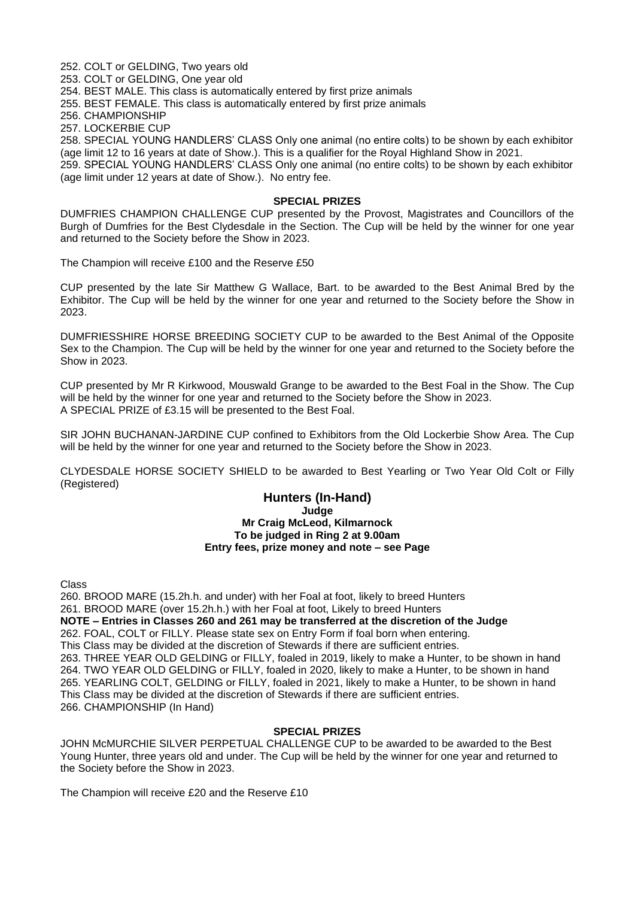252. COLT or GELDING, Two years old
253. COLT or GELDING, One year old
254. BEST MALE. This class is automatically entered by first prize animals
255. BEST FEMALE. This class is automatically entered by first prize animals
256. CHAMPIONSHIP
257. LOCKERBIE CUP
258. SPECIAL YOUNG HANDLERS' CLASS Only one animal (no entire colts) to be shown by each exhibitor (age limit 12 to 16 years at date of Show.). This is a qualifier for the Royal Highland Show in 2021.
259. SPECIAL YOUNG HANDLERS' CLASS Only one animal (no entire colts) to be shown by each exhibitor (age limit under 12 years at date of Show.). No entry fee.

**SPECIAL PRIZES**

DUMFRIES CHAMPION CHALLENGE CUP presented by the Provost, Magistrates and Councillors of the Burgh of Dumfries for the Best Clydesdale in the Section. The Cup will be held by the winner for one year and returned to the Society before the Show in 2023.

The Champion will receive £100 and the Reserve £50

CUP presented by the late Sir Matthew G Wallace, Bart. to be awarded to the Best Animal Bred by the Exhibitor. The Cup will be held by the winner for one year and returned to the Society before the Show in 2023.

DUMFRIESSHIRE HORSE BREEDING SOCIETY CUP to be awarded to the Best Animal of the Opposite Sex to the Champion. The Cup will be held by the winner for one year and returned to the Society before the Show in 2023.

CUP presented by Mr R Kirkwood, Mouswald Grange to be awarded to the Best Foal in the Show. The Cup will be held by the winner for one year and returned to the Society before the Show in 2023.
A SPECIAL PRIZE of £3.15 will be presented to the Best Foal.

SIR JOHN BUCHANAN-JARDINE CUP confined to Exhibitors from the Old Lockerbie Show Area. The Cup will be held by the winner for one year and returned to the Society before the Show in 2023.

CLYDESDALE HORSE SOCIETY SHIELD to be awarded to Best Yearling or Two Year Old Colt or Filly (Registered)

## Hunters (In-Hand)

**Judge**
**Mr Craig McLeod, Kilmarnock**
**To be judged in Ring 2 at 9.00am**
**Entry fees, prize money and note – see Page**

Class
260. BROOD MARE (15.2h.h. and under) with her Foal at foot, likely to breed Hunters
261. BROOD MARE (over 15.2h.h.) with her Foal at foot, Likely to breed Hunters
**NOTE – Entries in Classes 260 and 261 may be transferred at the discretion of the Judge**
262. FOAL, COLT or FILLY. Please state sex on Entry Form if foal born when entering.
This Class may be divided at the discretion of Stewards if there are sufficient entries.
263. THREE YEAR OLD GELDING or FILLY, foaled in 2019, likely to make a Hunter, to be shown in hand
264. TWO YEAR OLD GELDING or FILLY, foaled in 2020, likely to make a Hunter, to be shown in hand
265. YEARLING COLT, GELDING or FILLY, foaled in 2021, likely to make a Hunter, to be shown in hand
This Class may be divided at the discretion of Stewards if there are sufficient entries.
266. CHAMPIONSHIP (In Hand)

**SPECIAL PRIZES**

JOHN McMURCHIE SILVER PERPETUAL CHALLENGE CUP to be awarded to be awarded to the Best Young Hunter, three years old and under. The Cup will be held by the winner for one year and returned to the Society before the Show in 2023.

The Champion will receive £20 and the Reserve £10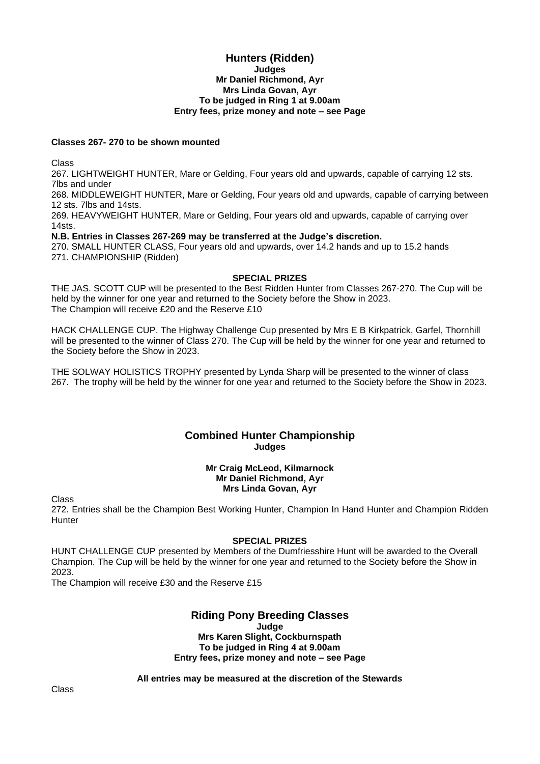## Hunters (Ridden)

**Judges**
**Mr Daniel Richmond, Ayr**
**Mrs Linda Govan, Ayr**
**To be judged in Ring 1 at 9.00am**
**Entry fees, prize money and note – see Page**

**Classes 267- 270 to be shown mounted**

Class

267. LIGHTWEIGHT HUNTER, Mare or Gelding, Four years old and upwards, capable of carrying 12 sts. 7lbs and under

268. MIDDLEWEIGHT HUNTER, Mare or Gelding, Four years old and upwards, capable of carrying between 12 sts. 7lbs and 14sts.

269. HEAVYWEIGHT HUNTER, Mare or Gelding, Four years old and upwards, capable of carrying over 14sts.

**N.B. Entries in Classes 267-269 may be transferred at the Judge's discretion.**

270. SMALL HUNTER CLASS, Four years old and upwards, over 14.2 hands and up to 15.2 hands

271. CHAMPIONSHIP (Ridden)

**SPECIAL PRIZES**

THE JAS. SCOTT CUP will be presented to the Best Ridden Hunter from Classes 267-270. The Cup will be held by the winner for one year and returned to the Society before the Show in 2023.
The Champion will receive £20 and the Reserve £10

HACK CHALLENGE CUP. The Highway Challenge Cup presented by Mrs E B Kirkpatrick, Garfel, Thornhill will be presented to the winner of Class 270. The Cup will be held by the winner for one year and returned to the Society before the Show in 2023.

THE SOLWAY HOLISTICS TROPHY presented by Lynda Sharp will be presented to the winner of class 267. The trophy will be held by the winner for one year and returned to the Society before the Show in 2023.

## Combined Hunter Championship

**Judges**

**Mr Craig McLeod, Kilmarnock**
**Mr Daniel Richmond, Ayr**
**Mrs Linda Govan, Ayr**

Class

272. Entries shall be the Champion Best Working Hunter, Champion In Hand Hunter and Champion Ridden Hunter

**SPECIAL PRIZES**

HUNT CHALLENGE CUP presented by Members of the Dumfriesshire Hunt will be awarded to the Overall Champion. The Cup will be held by the winner for one year and returned to the Society before the Show in 2023.
The Champion will receive £30 and the Reserve £15

## Riding Pony Breeding Classes

**Judge**
**Mrs Karen Slight, Cockburnspath**
**To be judged in Ring 4 at 9.00am**
**Entry fees, prize money and note – see Page**

**All entries may be measured at the discretion of the Stewards**

Class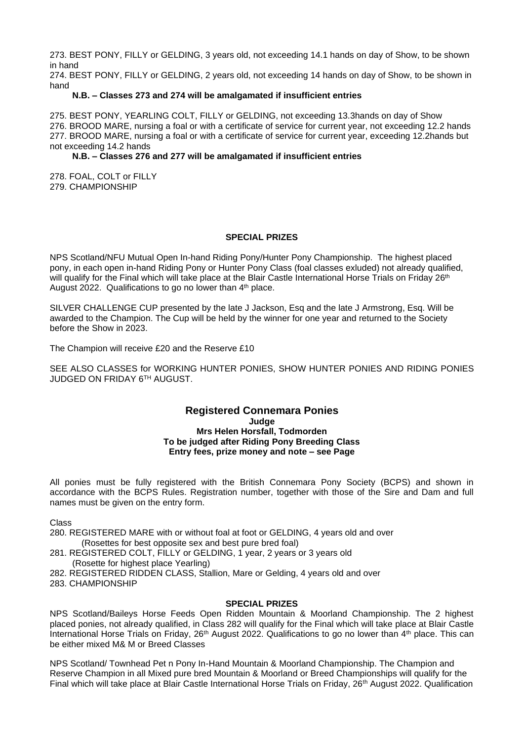273. BEST PONY, FILLY or GELDING, 3 years old, not exceeding 14.1 hands on day of Show, to be shown in hand

274. BEST PONY, FILLY or GELDING, 2 years old, not exceeding 14 hands on day of Show, to be shown in hand

**N.B. – Classes 273 and 274 will be amalgamated if insufficient entries**

275. BEST PONY, YEARLING COLT, FILLY or GELDING, not exceeding 13.3hands on day of Show

276. BROOD MARE, nursing a foal or with a certificate of service for current year, not exceeding 12.2 hands

277. BROOD MARE, nursing a foal or with a certificate of service for current year, exceeding 12.2hands but not exceeding 14.2 hands

**N.B. – Classes 276 and 277 will be amalgamated if insufficient entries**

278. FOAL, COLT or FILLY

279. CHAMPIONSHIP

**SPECIAL PRIZES**

NPS Scotland/NFU Mutual Open In-hand Riding Pony/Hunter Pony Championship. The highest placed pony, in each open in-hand Riding Pony or Hunter Pony Class (foal classes exluded) not already qualified, will qualify for the Final which will take place at the Blair Castle International Horse Trials on Friday 26th August 2022. Qualifications to go no lower than 4th place.

SILVER CHALLENGE CUP presented by the late J Jackson, Esq and the late J Armstrong, Esq. Will be awarded to the Champion. The Cup will be held by the winner for one year and returned to the Society before the Show in 2023.

The Champion will receive £20 and the Reserve £10

SEE ALSO CLASSES for WORKING HUNTER PONIES, SHOW HUNTER PONIES AND RIDING PONIES JUDGED ON FRIDAY 6TH AUGUST.

## Registered Connemara Ponies

**Judge**
**Mrs Helen Horsfall, Todmorden**
**To be judged after Riding Pony Breeding Class**
**Entry fees, prize money and note – see Page**

All ponies must be fully registered with the British Connemara Pony Society (BCPS) and shown in accordance with the BCPS Rules. Registration number, together with those of the Sire and Dam and full names must be given on the entry form.

Class

280. REGISTERED MARE with or without foal at foot or GELDING, 4 years old and over
(Rosettes for best opposite sex and best pure bred foal)

281. REGISTERED COLT, FILLY or GELDING, 1 year, 2 years or 3 years old
(Rosette for highest place Yearling)

282. REGISTERED RIDDEN CLASS, Stallion, Mare or Gelding, 4 years old and over

283. CHAMPIONSHIP

**SPECIAL PRIZES**

NPS Scotland/Baileys Horse Feeds Open Ridden Mountain & Moorland Championship. The 2 highest placed ponies, not already qualified, in Class 282 will qualify for the Final which will take place at Blair Castle International Horse Trials on Friday, 26th August 2022. Qualifications to go no lower than 4th place. This can be either mixed M& M or Breed Classes

NPS Scotland/ Townhead Pet n Pony In-Hand Mountain & Moorland Championship. The Champion and Reserve Champion in all Mixed pure bred Mountain & Moorland or Breed Championships will qualify for the Final which will take place at Blair Castle International Horse Trials on Friday, 26th August 2022. Qualification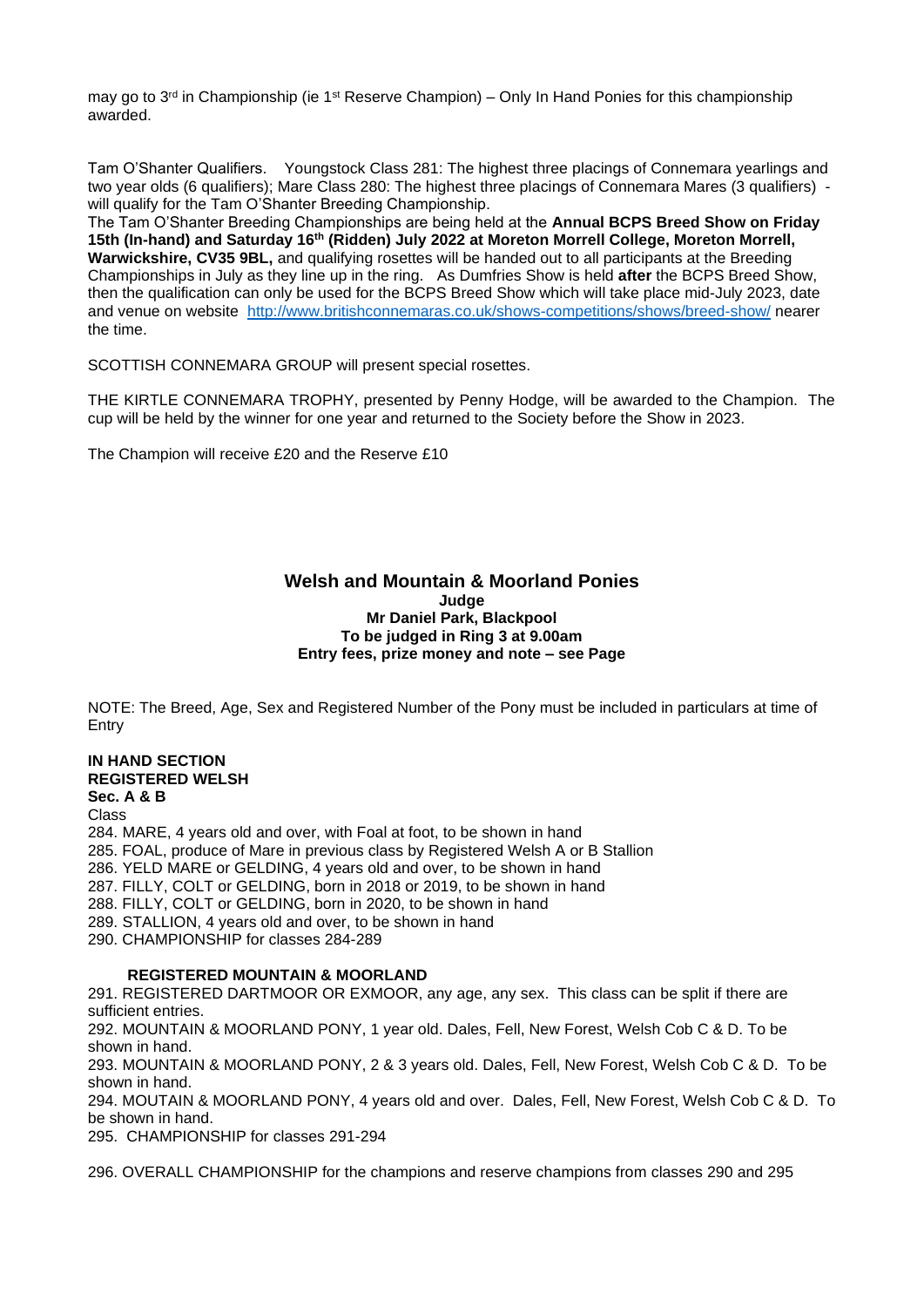may go to 3rd in Championship (ie 1st Reserve Champion) – Only In Hand Ponies for this championship awarded.

Tam O'Shanter Qualifiers. Youngstock Class 281: The highest three placings of Connemara yearlings and two year olds (6 qualifiers); Mare Class 280: The highest three placings of Connemara Mares (3 qualifiers) - will qualify for the Tam O'Shanter Breeding Championship.
The Tam O'Shanter Breeding Championships are being held at the **Annual BCPS Breed Show on Friday 15th (In-hand) and Saturday 16th (Ridden) July 2022 at Moreton Morrell College, Moreton Morrell, Warwickshire, CV35 9BL,** and qualifying rosettes will be handed out to all participants at the Breeding Championships in July as they line up in the ring. As Dumfries Show is held **after** the BCPS Breed Show, then the qualification can only be used for the BCPS Breed Show which will take place mid-July 2023, date and venue on website http://www.britishconnemaras.co.uk/shows-competitions/shows/breed-show/ nearer the time.

SCOTTISH CONNEMARA GROUP will present special rosettes.

THE KIRTLE CONNEMARA TROPHY, presented by Penny Hodge, will be awarded to the Champion. The cup will be held by the winner for one year and returned to the Society before the Show in 2023.

The Champion will receive £20 and the Reserve £10

## Welsh and Mountain & Moorland Ponies

**Judge**
**Mr Daniel Park, Blackpool**
**To be judged in Ring 3 at 9.00am**
**Entry fees, prize money and note – see Page**

NOTE: The Breed, Age, Sex and Registered Number of the Pony must be included in particulars at time of Entry

**IN HAND SECTION**
**REGISTERED WELSH**
**Sec. A & B**
Class
284. MARE, 4 years old and over, with Foal at foot, to be shown in hand
285. FOAL, produce of Mare in previous class by Registered Welsh A or B Stallion
286. YELD MARE or GELDING, 4 years old and over, to be shown in hand
287. FILLY, COLT or GELDING, born in 2018 or 2019, to be shown in hand
288. FILLY, COLT or GELDING, born in 2020, to be shown in hand
289. STALLION, 4 years old and over, to be shown in hand
290. CHAMPIONSHIP for classes 284-289

**REGISTERED MOUNTAIN & MOORLAND**
291. REGISTERED DARTMOOR OR EXMOOR, any age, any sex. This class can be split if there are sufficient entries.
292. MOUNTAIN & MOORLAND PONY, 1 year old. Dales, Fell, New Forest, Welsh Cob C & D. To be shown in hand.
293. MOUNTAIN & MOORLAND PONY, 2 & 3 years old. Dales, Fell, New Forest, Welsh Cob C & D. To be shown in hand.
294. MOUTAIN & MOORLAND PONY, 4 years old and over. Dales, Fell, New Forest, Welsh Cob C & D. To be shown in hand.
295. CHAMPIONSHIP for classes 291-294

296. OVERALL CHAMPIONSHIP for the champions and reserve champions from classes 290 and 295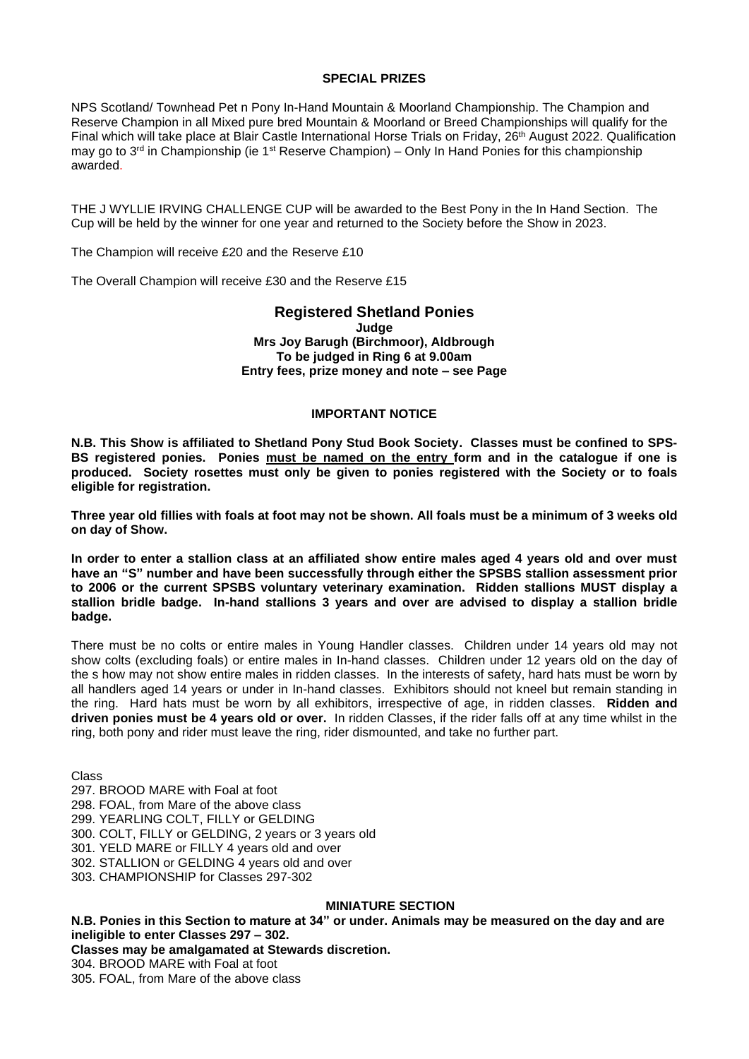## SPECIAL PRIZES

NPS Scotland/ Townhead Pet n Pony In-Hand Mountain & Moorland Championship. The Champion and Reserve Champion in all Mixed pure bred Mountain & Moorland or Breed Championships will qualify for the Final which will take place at Blair Castle International Horse Trials on Friday, 26th August 2022. Qualification may go to 3rd in Championship (ie 1st Reserve Champion) – Only In Hand Ponies for this championship awarded.

THE J WYLLIE IRVING CHALLENGE CUP will be awarded to the Best Pony in the In Hand Section. The Cup will be held by the winner for one year and returned to the Society before the Show in 2023.

The Champion will receive £20 and the Reserve £10

The Overall Champion will receive £30 and the Reserve £15

## Registered Shetland Ponies

**Judge**
**Mrs Joy Barugh (Birchmoor), Aldbrough**
**To be judged in Ring 6 at 9.00am**
**Entry fees, prize money and note – see Page**

### IMPORTANT NOTICE

**N.B. This Show is affiliated to Shetland Pony Stud Book Society. Classes must be confined to SPS-BS registered ponies. Ponies must be named on the entry form and in the catalogue if one is produced. Society rosettes must only be given to ponies registered with the Society or to foals eligible for registration.**

**Three year old fillies with foals at foot may not be shown. All foals must be a minimum of 3 weeks old on day of Show.**

**In order to enter a stallion class at an affiliated show entire males aged 4 years old and over must have an "S" number and have been successfully through either the SPSBS stallion assessment prior to 2006 or the current SPSBS voluntary veterinary examination. Ridden stallions MUST display a stallion bridle badge. In-hand stallions 3 years and over are advised to display a stallion bridle badge.**

There must be no colts or entire males in Young Handler classes. Children under 14 years old may not show colts (excluding foals) or entire males in In-hand classes. Children under 12 years old on the day of the s how may not show entire males in ridden classes. In the interests of safety, hard hats must be worn by all handlers aged 14 years or under in In-hand classes. Exhibitors should not kneel but remain standing in the ring. Hard hats must be worn by all exhibitors, irrespective of age, in ridden classes. **Ridden and driven ponies must be 4 years old or over.** In ridden Classes, if the rider falls off at any time whilst in the ring, both pony and rider must leave the ring, rider dismounted, and take no further part.

Class
297. BROOD MARE with Foal at foot
298. FOAL, from Mare of the above class
299. YEARLING COLT, FILLY or GELDING
300. COLT, FILLY or GELDING, 2 years or 3 years old
301. YELD MARE or FILLY 4 years old and over
302. STALLION or GELDING 4 years old and over
303. CHAMPIONSHIP for Classes 297-302

### MINIATURE SECTION

**N.B. Ponies in this Section to mature at 34" or under. Animals may be measured on the day and are ineligible to enter Classes 297 – 302.**
**Classes may be amalgamated at Stewards discretion.**
304. BROOD MARE with Foal at foot
305. FOAL, from Mare of the above class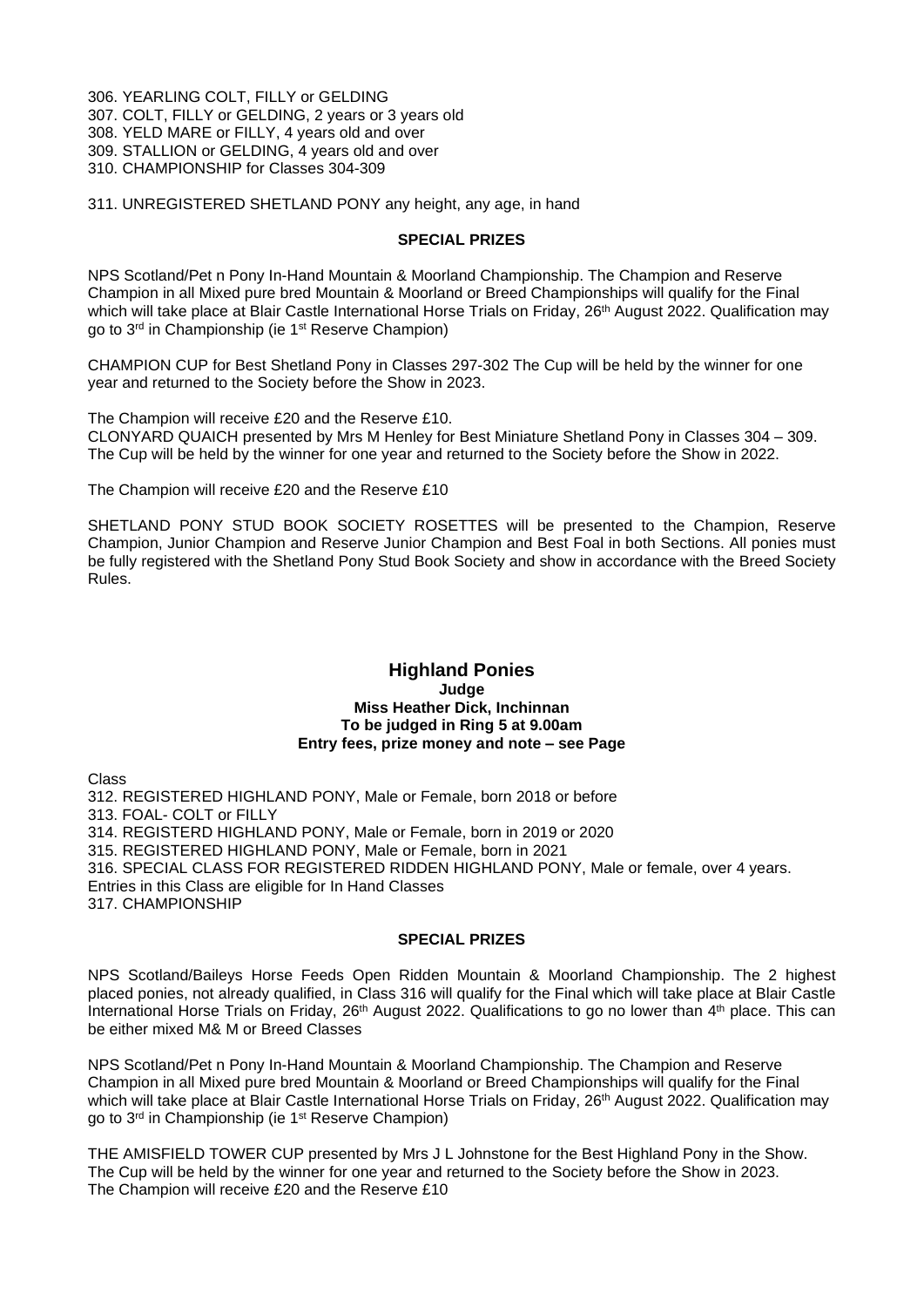306. YEARLING COLT, FILLY or GELDING
307. COLT, FILLY or GELDING, 2 years or 3 years old
308. YELD MARE or FILLY, 4 years old and over
309. STALLION or GELDING, 4 years old and over
310. CHAMPIONSHIP for Classes 304-309

311. UNREGISTERED SHETLAND PONY any height, any age, in hand

**SPECIAL PRIZES**

NPS Scotland/Pet n Pony In-Hand Mountain & Moorland Championship. The Champion and Reserve Champion in all Mixed pure bred Mountain & Moorland or Breed Championships will qualify for the Final which will take place at Blair Castle International Horse Trials on Friday, 26th August 2022. Qualification may go to 3rd in Championship (ie 1st Reserve Champion)

CHAMPION CUP for Best Shetland Pony in Classes 297-302 The Cup will be held by the winner for one year and returned to the Society before the Show in 2023.

The Champion will receive £20 and the Reserve £10.
CLONYARD QUAICH presented by Mrs M Henley for Best Miniature Shetland Pony in Classes 304 – 309. The Cup will be held by the winner for one year and returned to the Society before the Show in 2022.

The Champion will receive £20 and the Reserve £10

SHETLAND PONY STUD BOOK SOCIETY ROSETTES will be presented to the Champion, Reserve Champion, Junior Champion and Reserve Junior Champion and Best Foal in both Sections. All ponies must be fully registered with the Shetland Pony Stud Book Society and show in accordance with the Breed Society Rules.

## Highland Ponies

**Judge**
**Miss Heather Dick, Inchinnan**
**To be judged in Ring 5 at 9.00am**
**Entry fees, prize money and note – see Page**

Class
312. REGISTERED HIGHLAND PONY, Male or Female, born 2018 or before
313. FOAL- COLT or FILLY
314. REGISTERD HIGHLAND PONY, Male or Female, born in 2019 or 2020
315. REGISTERED HIGHLAND PONY, Male or Female, born in 2021
316. SPECIAL CLASS FOR REGISTERED RIDDEN HIGHLAND PONY, Male or female, over 4 years. Entries in this Class are eligible for In Hand Classes
317. CHAMPIONSHIP

**SPECIAL PRIZES**

NPS Scotland/Baileys Horse Feeds Open Ridden Mountain & Moorland Championship. The 2 highest placed ponies, not already qualified, in Class 316 will qualify for the Final which will take place at Blair Castle International Horse Trials on Friday, 26th August 2022. Qualifications to go no lower than 4th place. This can be either mixed M& M or Breed Classes

NPS Scotland/Pet n Pony In-Hand Mountain & Moorland Championship. The Champion and Reserve Champion in all Mixed pure bred Mountain & Moorland or Breed Championships will qualify for the Final which will take place at Blair Castle International Horse Trials on Friday, 26th August 2022. Qualification may go to 3rd in Championship (ie 1st Reserve Champion)

THE AMISFIELD TOWER CUP presented by Mrs J L Johnstone for the Best Highland Pony in the Show. The Cup will be held by the winner for one year and returned to the Society before the Show in 2023.
The Champion will receive £20 and the Reserve £10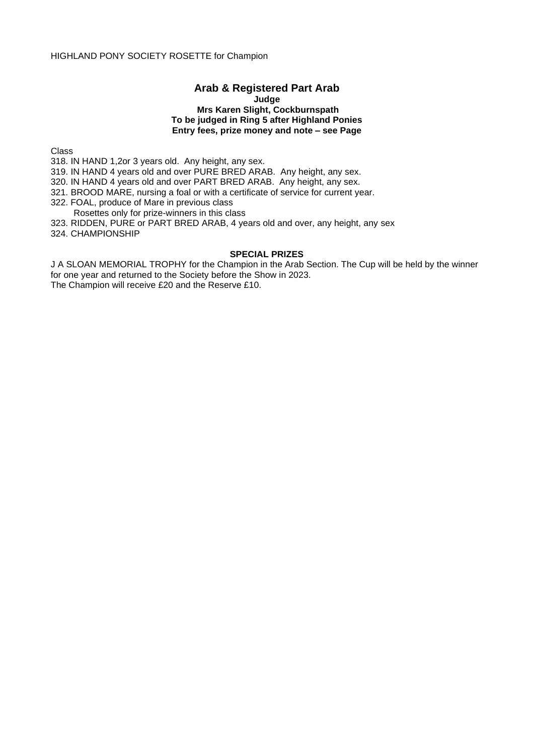HIGHLAND PONY SOCIETY ROSETTE for Champion

## Arab & Registered Part Arab

**Judge**
**Mrs Karen Slight, Cockburnspath**
**To be judged in Ring 5 after Highland Ponies**
**Entry fees, prize money and note – see Page**

Class

318. IN HAND 1,2or 3 years old. Any height, any sex.
319. IN HAND 4 years old and over PURE BRED ARAB. Any height, any sex.
320. IN HAND 4 years old and over PART BRED ARAB. Any height, any sex.
321. BROOD MARE, nursing a foal or with a certificate of service for current year.
322. FOAL, produce of Mare in previous class
     Rosettes only for prize-winners in this class
323. RIDDEN, PURE or PART BRED ARAB, 4 years old and over, any height, any sex
324. CHAMPIONSHIP

**SPECIAL PRIZES**

J A SLOAN MEMORIAL TROPHY for the Champion in the Arab Section. The Cup will be held by the winner for one year and returned to the Society before the Show in 2023.
The Champion will receive £20 and the Reserve £10.